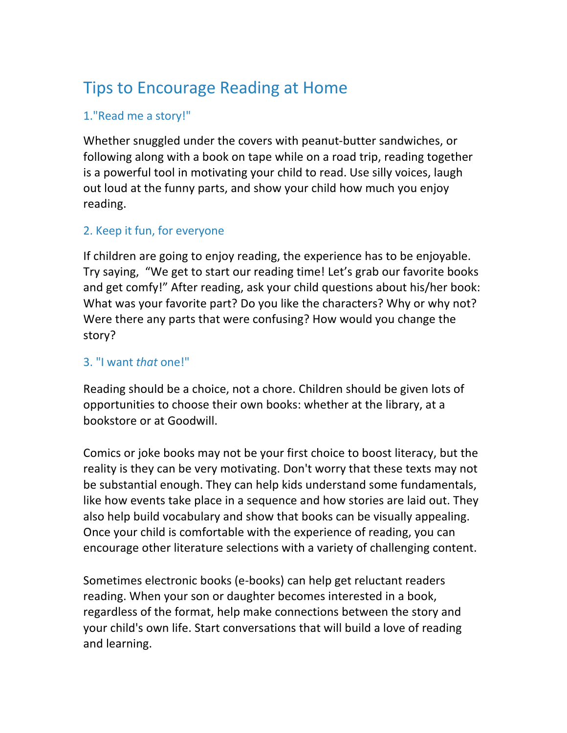# Tips to Encourage Reading at Home

## 1."Read me a story!"

Whether snuggled under the covers with peanut-butter sandwiches, or following along with a book on tape while on a road trip, reading together is a powerful tool in motivating your child to read. Use silly voices, laugh out loud at the funny parts, and show your child how much you enjoy reading.

## 2. Keep it fun, for everyone

If children are going to enjoy reading, the experience has to be enjoyable. Try saying, "We get to start our reading time! Let's grab our favorite books and get comfy!" After reading, ask your child questions about his/her book: What was your favorite part? Do you like the characters? Why or why not? Were there any parts that were confusing? How would you change the story?

## 3. "I want *that* one!"

Reading should be a choice, not a chore. Children should be given lots of opportunities to choose their own books: whether at the library, at a bookstore or at Goodwill.

Comics or joke books may not be your first choice to boost literacy, but the reality is they can be very motivating. Don't worry that these texts may not be substantial enough. They can help kids understand some fundamentals, like how events take place in a sequence and how stories are laid out. They also help build vocabulary and show that books can be visually appealing. Once your child is comfortable with the experience of reading, you can encourage other literature selections with a variety of challenging content.

Sometimes electronic books (e-books) can help get reluctant readers reading. When your son or daughter becomes interested in a book, regardless of the format, help make connections between the story and your child's own life. Start conversations that will build a love of reading and learning.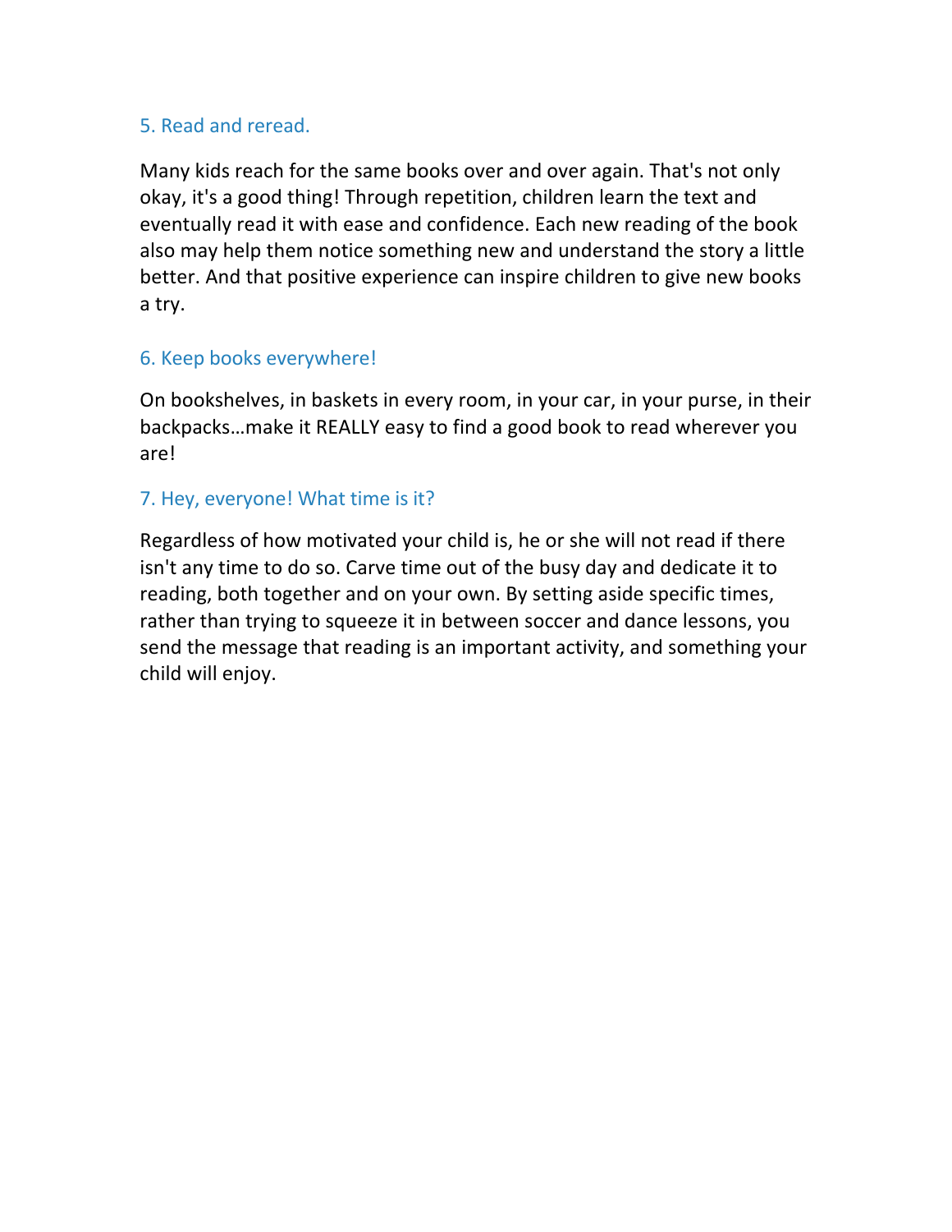## 5. Read and reread.

Many kids reach for the same books over and over again. That's not only okay, it's a good thing! Through repetition, children learn the text and eventually read it with ease and confidence. Each new reading of the book also may help them notice something new and understand the story a little better. And that positive experience can inspire children to give new books a try.

## 6. Keep books everywhere!

On bookshelves, in baskets in every room, in your car, in your purse, in their backpacks…make it REALLY easy to find a good book to read wherever you are!

## 7. Hey, everyone! What time is it?

Regardless of how motivated your child is, he or she will not read if there isn't any time to do so. Carve time out of the busy day and dedicate it to reading, both together and on your own. By setting aside specific times, rather than trying to squeeze it in between soccer and dance lessons, you send the message that reading is an important activity, and something your child will enjoy.